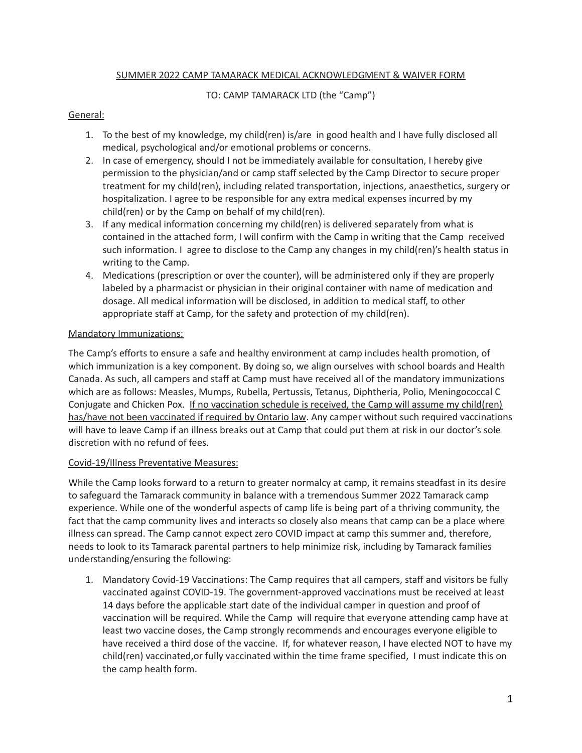# SUMMER 2022 CAMP TAMARACK MEDICAL ACKNOWLEDGMENT & WAIVER FORM

TO: CAMP TAMARACK LTD (the "Camp")

## General:

1. To the best of my knowledge, my child(ren) is/are in good health and I have fully disclosed all medical, psychological and/or emotional problems or concerns.
2. In case of emergency, should I not be immediately available for consultation, I hereby give permission to the physician/and or camp staff selected by the Camp Director to secure proper treatment for my child(ren), including related transportation, injections, anaesthetics, surgery or hospitalization. I agree to be responsible for any extra medical expenses incurred by my child(ren) or by the Camp on behalf of my child(ren).
3. If any medical information concerning my child(ren) is delivered separately from what is contained in the attached form, I will confirm with the Camp in writing that the Camp received such information. I agree to disclose to the Camp any changes in my child(ren)'s health status in writing to the Camp.
4. Medications (prescription or over the counter), will be administered only if they are properly labeled by a pharmacist or physician in their original container with name of medication and dosage. All medical information will be disclosed, in addition to medical staff, to other appropriate staff at Camp, for the safety and protection of my child(ren).

## Mandatory Immunizations:

The Camp's efforts to ensure a safe and healthy environment at camp includes health promotion, of which immunization is a key component. By doing so, we align ourselves with school boards and Health Canada. As such, all campers and staff at Camp must have received all of the mandatory immunizations which are as follows: Measles, Mumps, Rubella, Pertussis, Tetanus, Diphtheria, Polio, Meningococcal C Conjugate and Chicken Pox. <u>If no vaccination schedule is received, the Camp will assume my child(ren) has/have not been vaccinated if required by Ontario law</u>. Any camper without such required vaccinations will have to leave Camp if an illness breaks out at Camp that could put them at risk in our doctor's sole discretion with no refund of fees.

## Covid-19/Illness Preventative Measures:

While the Camp looks forward to a return to greater normalcy at camp, it remains steadfast in its desire to safeguard the Tamarack community in balance with a tremendous Summer 2022 Tamarack camp experience. While one of the wonderful aspects of camp life is being part of a thriving community, the fact that the camp community lives and interacts so closely also means that camp can be a place where illness can spread. The Camp cannot expect zero COVID impact at camp this summer and, therefore, needs to look to its Tamarack parental partners to help minimize risk, including by Tamarack families understanding/ensuring the following:

1. Mandatory Covid-19 Vaccinations: The Camp requires that all campers, staff and visitors be fully vaccinated against COVID-19. The government-approved vaccinations must be received at least 14 days before the applicable start date of the individual camper in question and proof of vaccination will be required. While the Camp will require that everyone attending camp have at least two vaccine doses, the Camp strongly recommends and encourages everyone eligible to have received a third dose of the vaccine. If, for whatever reason, I have elected NOT to have my child(ren) vaccinated,or fully vaccinated within the time frame specified, I must indicate this on the camp health form.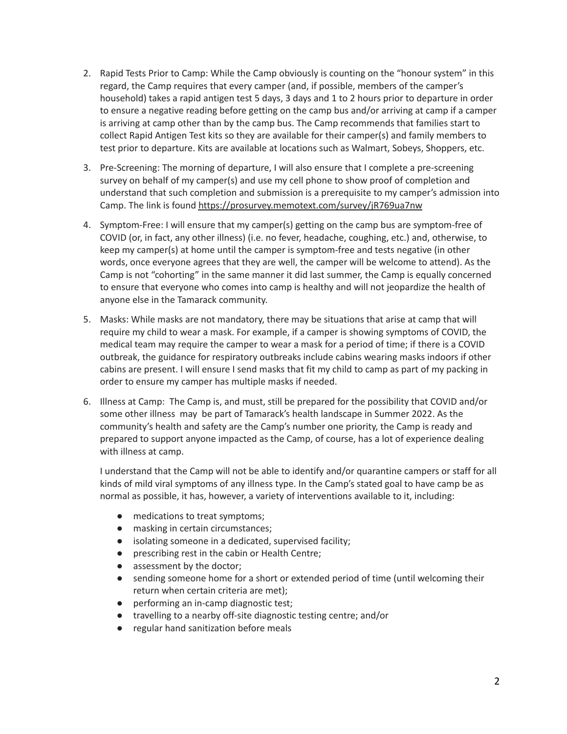2. Rapid Tests Prior to Camp: While the Camp obviously is counting on the "honour system" in this regard, the Camp requires that every camper (and, if possible, members of the camper's household) takes a rapid antigen test 5 days, 3 days and 1 to 2 hours prior to departure in order to ensure a negative reading before getting on the camp bus and/or arriving at camp if a camper is arriving at camp other than by the camp bus. The Camp recommends that families start to collect Rapid Antigen Test kits so they are available for their camper(s) and family members to test prior to departure. Kits are available at locations such as Walmart, Sobeys, Shoppers, etc.

3. Pre-Screening: The morning of departure, I will also ensure that I complete a pre-screening survey on behalf of my camper(s) and use my cell phone to show proof of completion and understand that such completion and submission is a prerequisite to my camper's admission into Camp. The link is found https://prosurvey.memotext.com/survey/jR769ua7nw

4. Symptom-Free: I will ensure that my camper(s) getting on the camp bus are symptom-free of COVID (or, in fact, any other illness) (i.e. no fever, headache, coughing, etc.) and, otherwise, to keep my camper(s) at home until the camper is symptom-free and tests negative (in other words, once everyone agrees that they are well, the camper will be welcome to attend). As the Camp is not "cohorting" in the same manner it did last summer, the Camp is equally concerned to ensure that everyone who comes into camp is healthy and will not jeopardize the health of anyone else in the Tamarack community.

5. Masks: While masks are not mandatory, there may be situations that arise at camp that will require my child to wear a mask. For example, if a camper is showing symptoms of COVID, the medical team may require the camper to wear a mask for a period of time; if there is a COVID outbreak, the guidance for respiratory outbreaks include cabins wearing masks indoors if other cabins are present. I will ensure I send masks that fit my child to camp as part of my packing in order to ensure my camper has multiple masks if needed.

6. Illness at Camp: The Camp is, and must, still be prepared for the possibility that COVID and/or some other illness may be part of Tamarack's health landscape in Summer 2022. As the community's health and safety are the Camp's number one priority, the Camp is ready and prepared to support anyone impacted as the Camp, of course, has a lot of experience dealing with illness at camp.

   I understand that the Camp will not be able to identify and/or quarantine campers or staff for all kinds of mild viral symptoms of any illness type. In the Camp's stated goal to have camp be as normal as possible, it has, however, a variety of interventions available to it, including:

   - medications to treat symptoms;
   - masking in certain circumstances;
   - isolating someone in a dedicated, supervised facility;
   - prescribing rest in the cabin or Health Centre;
   - assessment by the doctor;
   - sending someone home for a short or extended period of time (until welcoming their return when certain criteria are met);
   - performing an in-camp diagnostic test;
   - travelling to a nearby off-site diagnostic testing centre; and/or
   - regular hand sanitization before meals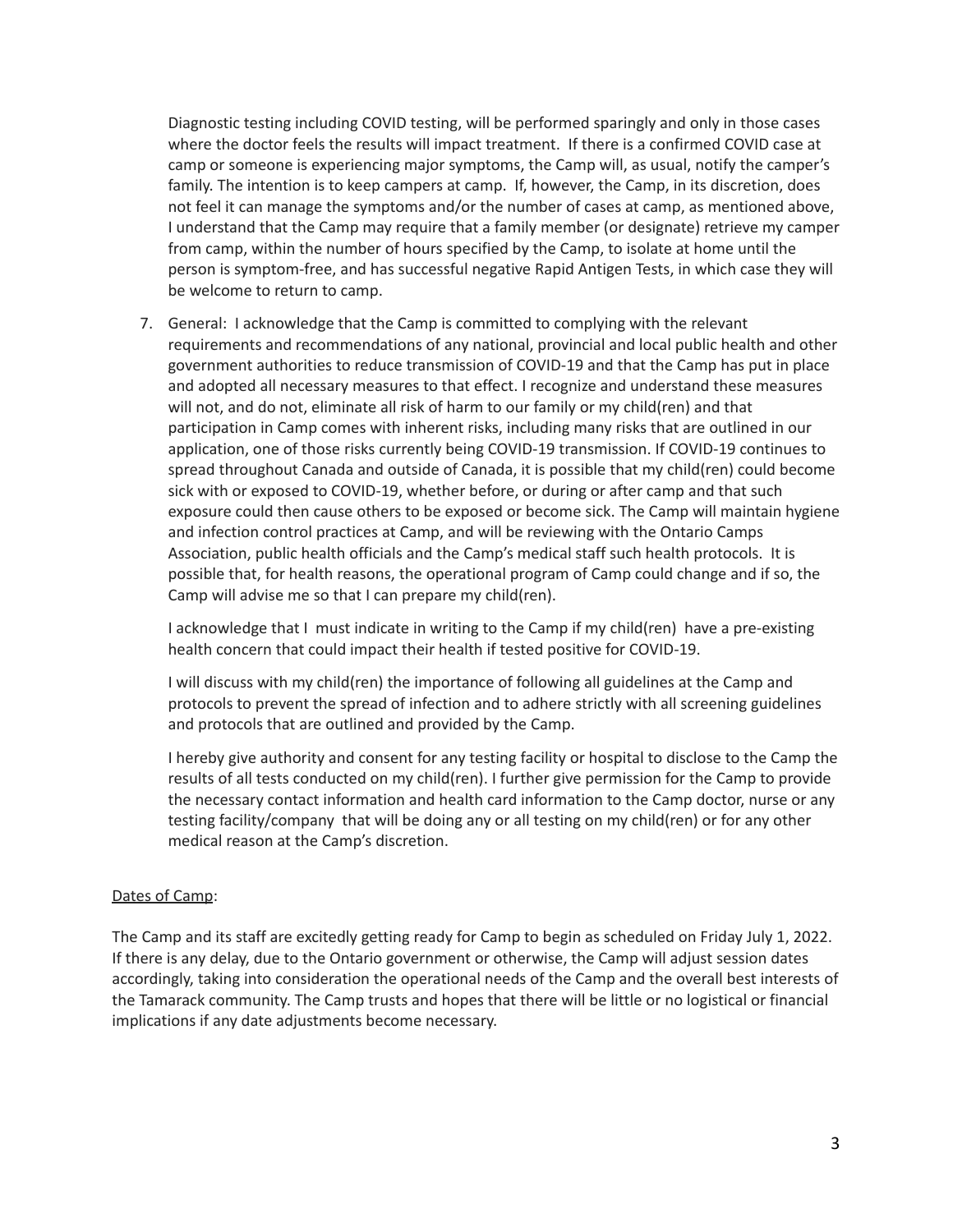Diagnostic testing including COVID testing, will be performed sparingly and only in those cases where the doctor feels the results will impact treatment. If there is a confirmed COVID case at camp or someone is experiencing major symptoms, the Camp will, as usual, notify the camper's family. The intention is to keep campers at camp. If, however, the Camp, in its discretion, does not feel it can manage the symptoms and/or the number of cases at camp, as mentioned above, I understand that the Camp may require that a family member (or designate) retrieve my camper from camp, within the number of hours specified by the Camp, to isolate at home until the person is symptom-free, and has successful negative Rapid Antigen Tests, in which case they will be welcome to return to camp.

7. General: I acknowledge that the Camp is committed to complying with the relevant requirements and recommendations of any national, provincial and local public health and other government authorities to reduce transmission of COVID-19 and that the Camp has put in place and adopted all necessary measures to that effect. I recognize and understand these measures will not, and do not, eliminate all risk of harm to our family or my child(ren) and that participation in Camp comes with inherent risks, including many risks that are outlined in our application, one of those risks currently being COVID-19 transmission. If COVID-19 continues to spread throughout Canada and outside of Canada, it is possible that my child(ren) could become sick with or exposed to COVID-19, whether before, or during or after camp and that such exposure could then cause others to be exposed or become sick. The Camp will maintain hygiene and infection control practices at Camp, and will be reviewing with the Ontario Camps Association, public health officials and the Camp's medical staff such health protocols. It is possible that, for health reasons, the operational program of Camp could change and if so, the Camp will advise me so that I can prepare my child(ren).

   I acknowledge that I must indicate in writing to the Camp if my child(ren) have a pre-existing health concern that could impact their health if tested positive for COVID-19.

   I will discuss with my child(ren) the importance of following all guidelines at the Camp and protocols to prevent the spread of infection and to adhere strictly with all screening guidelines and protocols that are outlined and provided by the Camp.

   I hereby give authority and consent for any testing facility or hospital to disclose to the Camp the results of all tests conducted on my child(ren). I further give permission for the Camp to provide the necessary contact information and health card information to the Camp doctor, nurse or any testing facility/company that will be doing any or all testing on my child(ren) or for any other medical reason at the Camp's discretion.

<u>Dates of Camp</u>:

The Camp and its staff are excitedly getting ready for Camp to begin as scheduled on Friday July 1, 2022. If there is any delay, due to the Ontario government or otherwise, the Camp will adjust session dates accordingly, taking into consideration the operational needs of the Camp and the overall best interests of the Tamarack community. The Camp trusts and hopes that there will be little or no logistical or financial implications if any date adjustments become necessary.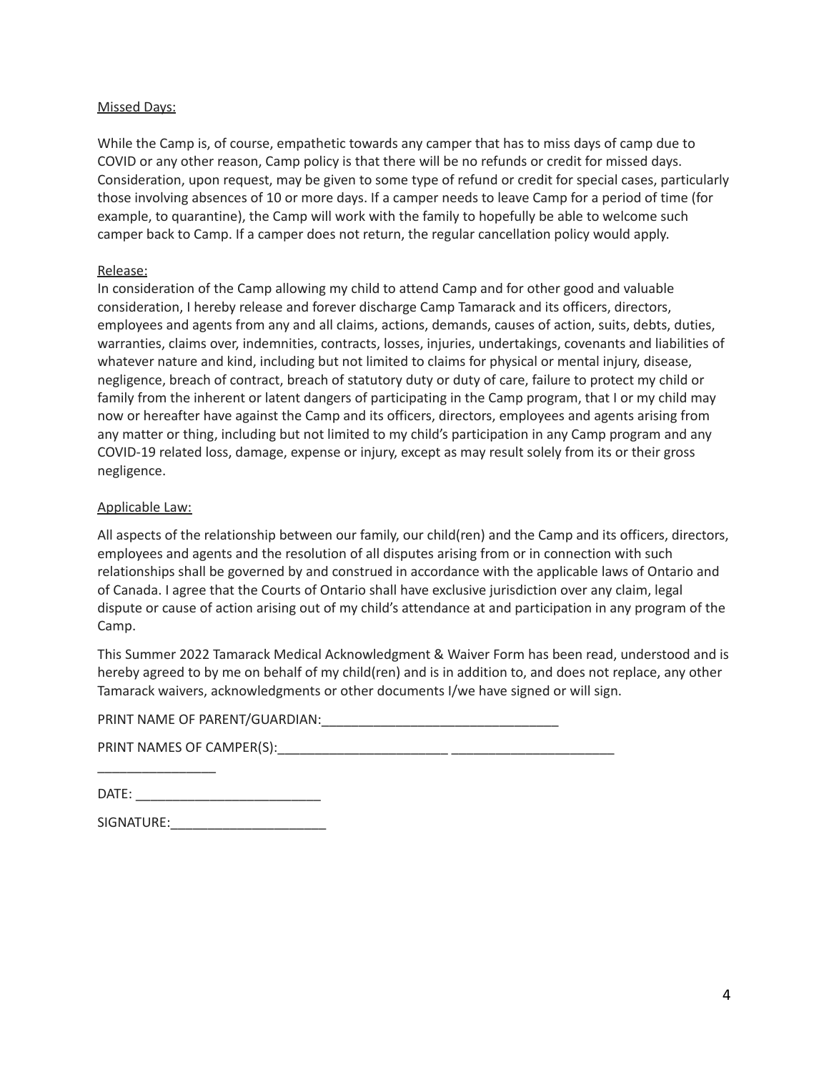<u>Missed Days:</u>

While the Camp is, of course, empathetic towards any camper that has to miss days of camp due to COVID or any other reason, Camp policy is that there will be no refunds or credit for missed days. Consideration, upon request, may be given to some type of refund or credit for special cases, particularly those involving absences of 10 or more days. If a camper needs to leave Camp for a period of time (for example, to quarantine), the Camp will work with the family to hopefully be able to welcome such camper back to Camp. If a camper does not return, the regular cancellation policy would apply.

<u>Release:</u>

In consideration of the Camp allowing my child to attend Camp and for other good and valuable consideration, I hereby release and forever discharge Camp Tamarack and its officers, directors, employees and agents from any and all claims, actions, demands, causes of action, suits, debts, duties, warranties, claims over, indemnities, contracts, losses, injuries, undertakings, covenants and liabilities of whatever nature and kind, including but not limited to claims for physical or mental injury, disease, negligence, breach of contract, breach of statutory duty or duty of care, failure to protect my child or family from the inherent or latent dangers of participating in the Camp program, that I or my child may now or hereafter have against the Camp and its officers, directors, employees and agents arising from any matter or thing, including but not limited to my child's participation in any Camp program and any COVID-19 related loss, damage, expense or injury, except as may result solely from its or their gross negligence.

<u>Applicable Law:</u>

All aspects of the relationship between our family, our child(ren) and the Camp and its officers, directors, employees and agents and the resolution of all disputes arising from or in connection with such relationships shall be governed by and construed in accordance with the applicable laws of Ontario and of Canada. I agree that the Courts of Ontario shall have exclusive jurisdiction over any claim, legal dispute or cause of action arising out of my child's attendance at and participation in any program of the Camp.

This Summer 2022 Tamarack Medical Acknowledgment & Waiver Form has been read, understood and is hereby agreed to by me on behalf of my child(ren) and is in addition to, and does not replace, any other Tamarack waivers, acknowledgments or other documents I/we have signed or will sign.

PRINT NAME OF PARENT/GUARDIAN:________________________________

PRINT NAMES OF CAMPER(S):_______________________ ______________________ ________________

DATE: _________________________

SIGNATURE:_____________________